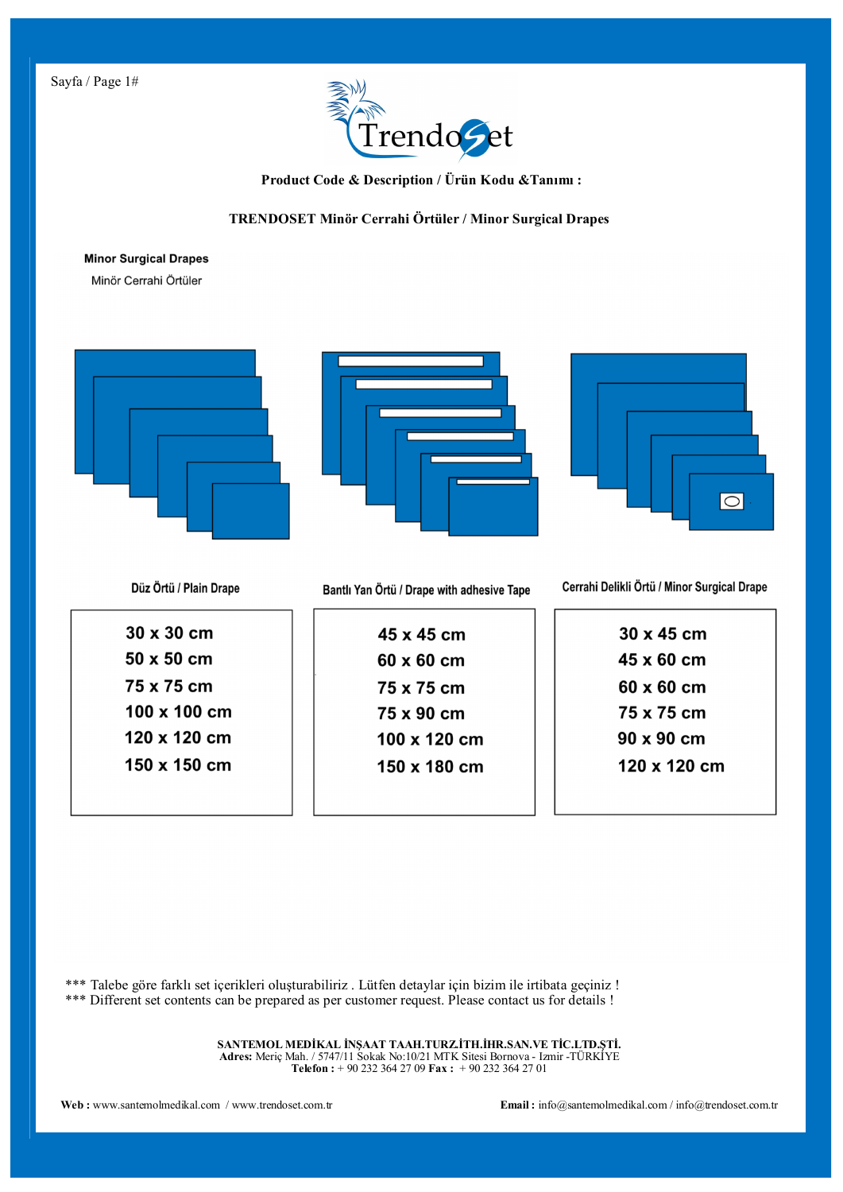**Product Code & Description / Ürün Kodu &Tanımı :**

**TRENDOSET Minör Cerrahi Örtüler / Minor Surgical Drapes**

**Minor Surgical Drapes**

Minör Cerrahi Örtüler

| Düz Örtü / Plain Drape | Bantlı Yan Örtü / Drape with adhesive Tape | Cerrahi Delikli Örtü / Minor Surgical Drape |
|---|---|---|
| 30 x 30 cm | 45 x 45 cm | 30 x 45 cm |
| 50 x 50 cm | 60 x 60 cm | 45 x 60 cm |
| 75 x 75 cm | 75 x 75 cm | 60 x 60 cm |
| 100 x 100 cm | 75 x 90 cm | 75 x 75 cm |
| 120 x 120 cm | 100 x 120 cm | 90 x 90 cm |
| 150 x 150 cm | 150 x 180 cm | 120 x 120 cm |

*** Talebe göre farklı set içerikleri oluşturabiliriz . Lütfen detaylar için bizim ile irtibata geçiniz !
*** Different set contents can be prepared as per customer request. Please contact us for details !

**SANTEMOL MEDİKAL İNŞAAT TAAH.TURZ.İTH.İHR.SAN.VE TİC.LTD.ŞTİ.**
**Adres:** Meriç Mah. / 5747/11 Sokak No:10/21 MTK Sitesi Bornova - Izmir -TÜRKİYE
**Telefon :** + 90 232 364 27 09 **Fax :** + 90 232 364 27 01

**Web :** www.santemolmedikal.com / www.trendoset.com.tr

**Email :** info@santemolmedikal.com / info@trendoset.com.tr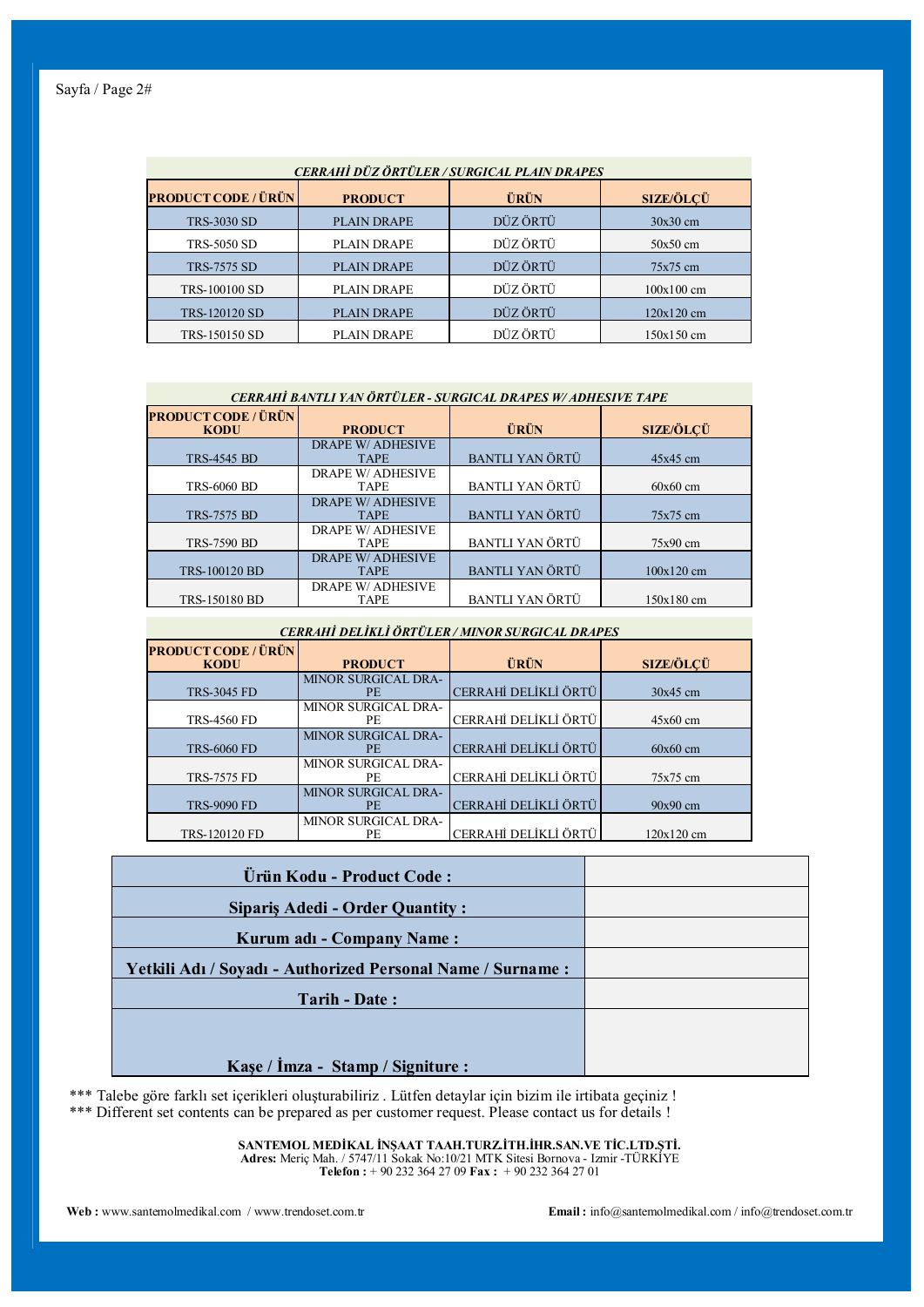| CERRAHİ DÜZ ÖRTÜLER / SURGICAL PLAIN DRAPES | | | |
|---|---|---|---|
| **PRODUCT CODE / ÜRÜN** | **PRODUCT** | **ÜRÜN** | **SIZE/ÖLÇÜ** |
| TRS-3030 SD | PLAIN DRAPE | DÜZ ÖRTÜ | 30x30 cm |
| TRS-5050 SD | PLAIN DRAPE | DÜZ ÖRTÜ | 50x50 cm |
| TRS-7575 SD | PLAIN DRAPE | DÜZ ÖRTÜ | 75x75 cm |
| TRS-100100 SD | PLAIN DRAPE | DÜZ ÖRTÜ | 100x100 cm |
| TRS-120120 SD | PLAIN DRAPE | DÜZ ÖRTÜ | 120x120 cm |
| TRS-150150 SD | PLAIN DRAPE | DÜZ ÖRTÜ | 150x150 cm |

| CERRAHİ BANTLI YAN ÖRTÜLER - SURGICAL DRAPES W/ ADHESIVE TAPE | | | |
|---|---|---|---|
| **PRODUCT CODE / ÜRÜN KODU** | **PRODUCT** | **ÜRÜN** | **SIZE/ÖLÇÜ** |
| TRS-4545 BD | DRAPE W/ ADHESIVE TAPE | BANTLI YAN ÖRTÜ | 45x45 cm |
| TRS-6060 BD | DRAPE W/ ADHESIVE TAPE | BANTLI YAN ÖRTÜ | 60x60 cm |
| TRS-7575 BD | DRAPE W/ ADHESIVE TAPE | BANTLI YAN ÖRTÜ | 75x75 cm |
| TRS-7590 BD | DRAPE W/ ADHESIVE TAPE | BANTLI YAN ÖRTÜ | 75x90 cm |
| TRS-100120 BD | DRAPE W/ ADHESIVE TAPE | BANTLI YAN ÖRTÜ | 100x120 cm |
| TRS-150180 BD | DRAPE W/ ADHESIVE TAPE | BANTLI YAN ÖRTÜ | 150x180 cm |

| CERRAHİ DELİKLİ ÖRTÜLER / MINOR SURGICAL DRAPES | | | |
|---|---|---|---|
| **PRODUCT CODE / ÜRÜN KODU** | **PRODUCT** | **ÜRÜN** | **SIZE/ÖLÇÜ** |
| TRS-3045 FD | MINOR SURGICAL DRAPE | CERRAHİ DELİKLİ ÖRTÜ | 30x45 cm |
| TRS-4560 FD | MINOR SURGICAL DRAPE | CERRAHİ DELİKLİ ÖRTÜ | 45x60 cm |
| TRS-6060 FD | MINOR SURGICAL DRAPE | CERRAHİ DELİKLİ ÖRTÜ | 60x60 cm |
| TRS-7575 FD | MINOR SURGICAL DRAPE | CERRAHİ DELİKLİ ÖRTÜ | 75x75 cm |
| TRS-9090 FD | MINOR SURGICAL DRAPE | CERRAHİ DELİKLİ ÖRTÜ | 90x90 cm |
| TRS-120120 FD | MINOR SURGICAL DRAPE | CERRAHİ DELİKLİ ÖRTÜ | 120x120 cm |

| | |
|---|---|
| **Ürün Kodu - Product Code :** | |
| **Sipariş Adedi - Order Quantity :** | |
| **Kurum adı - Company Name :** | |
| **Yetkili Adı / Soyadı - Authorized Personal Name / Surname :** | |
| **Tarih - Date :** | |
| **Kaşe / İmza - Stamp / Signiture :** | |

*** Talebe göre farklı set içerikleri oluşturabiliriz . Lütfen detaylar için bizim ile irtibata geçiniz !
*** Different set contents can be prepared as per customer request. Please contact us for details !

**SANTEMOL MEDİKAL İNŞAAT TAAH.TURZ.İTH.İHR.SAN.VE TİC.LTD.ŞTİ.**
**Adres:** Meriç Mah. / 5747/11 Sokak No:10/21 MTK Sitesi Bornova - Izmir -TÜRKİYE
**Telefon :** + 90 232 364 27 09 **Fax :** + 90 232 364 27 01

**Web :** www.santemolmedikal.com / www.trendoset.com.tr

**Email :** info@santemolmedikal.com / info@trendoset.com.tr